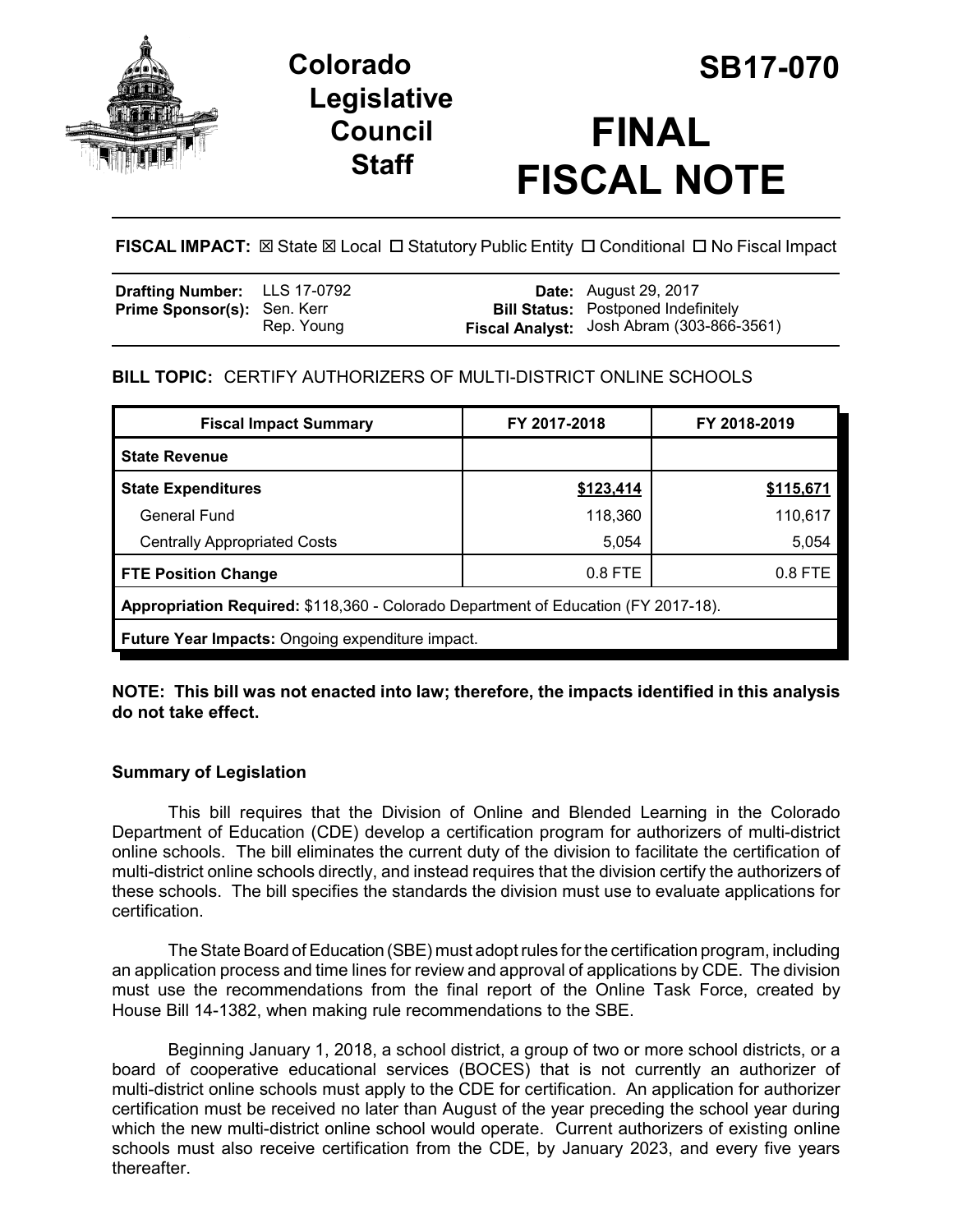# Colorado Legislative Council Staff

# SB17-070

# FINAL FISCAL NOTE

**FISCAL IMPACT:** ☒ State ☒ Local ☐ Statutory Public Entity ☐ Conditional ☐ No Fiscal Impact

| | | | |
|---|---|---|---|
| **Drafting Number:** | LLS 17-0792 | **Date:** | August 29, 2017 |
| **Prime Sponsor(s):** | Sen. Kerr<br>Rep. Young | **Bill Status:** | Postponed Indefinitely |
| | | **Fiscal Analyst:** | Josh Abram (303-866-3561) |

**BILL TOPIC:** CERTIFY AUTHORIZERS OF MULTI-DISTRICT ONLINE SCHOOLS

| Fiscal Impact Summary | FY 2017-2018 | FY 2018-2019 |
|---|---|---|
| **State Revenue** | | |
| **State Expenditures** | **$123,414** | **$115,671** |
| General Fund | 118,360 | 110,617 |
| Centrally Appropriated Costs | 5,054 | 5,054 |
| **FTE Position Change** | 0.8 FTE | 0.8 FTE |
| **Appropriation Required:** $118,360 - Colorado Department of Education (FY 2017-18). | | |
| **Future Year Impacts:** Ongoing expenditure impact. | | |

**NOTE: This bill was not enacted into law; therefore, the impacts identified in this analysis do not take effect.**

### Summary of Legislation

This bill requires that the Division of Online and Blended Learning in the Colorado Department of Education (CDE) develop a certification program for authorizers of multi-district online schools. The bill eliminates the current duty of the division to facilitate the certification of multi-district online schools directly, and instead requires that the division certify the authorizers of these schools. The bill specifies the standards the division must use to evaluate applications for certification.

The State Board of Education (SBE) must adopt rules for the certification program, including an application process and time lines for review and approval of applications by CDE. The division must use the recommendations from the final report of the Online Task Force, created by House Bill 14-1382, when making rule recommendations to the SBE.

Beginning January 1, 2018, a school district, a group of two or more school districts, or a board of cooperative educational services (BOCES) that is not currently an authorizer of multi-district online schools must apply to the CDE for certification. An application for authorizer certification must be received no later than August of the year preceding the school year during which the new multi-district online school would operate. Current authorizers of existing online schools must also receive certification from the CDE, by January 2023, and every five years thereafter.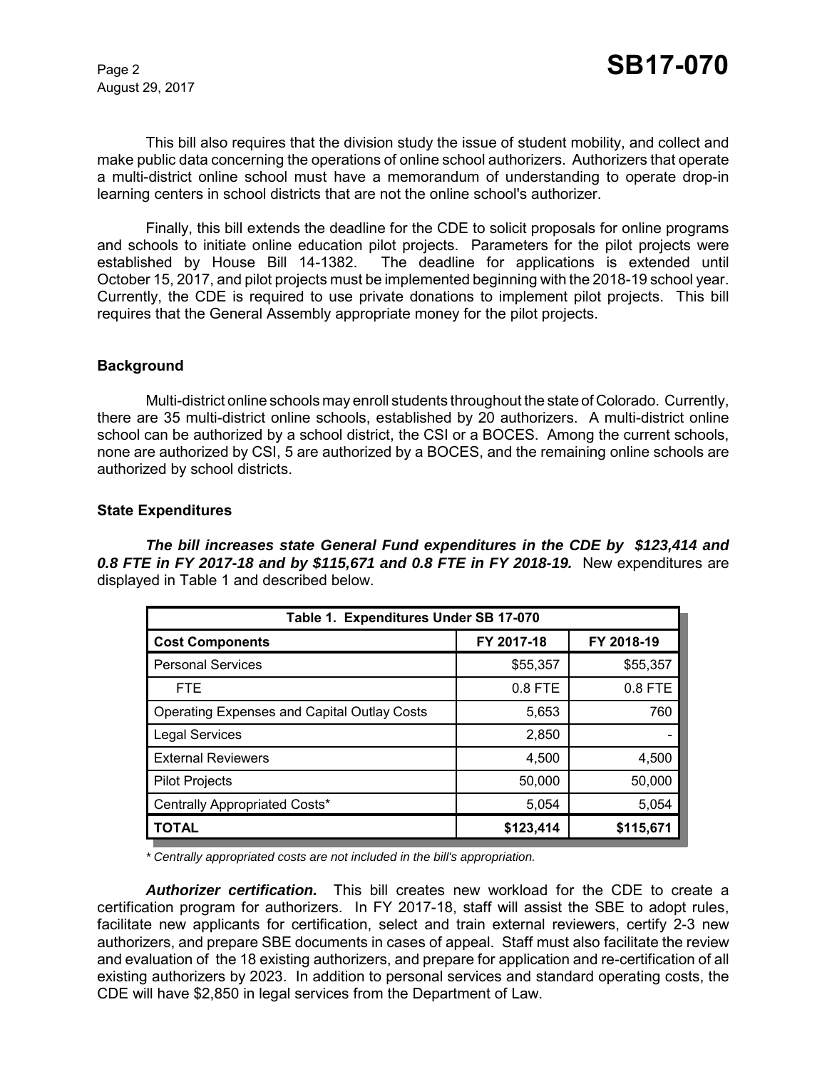This bill also requires that the division study the issue of student mobility, and collect and make public data concerning the operations of online school authorizers. Authorizers that operate a multi-district online school must have a memorandum of understanding to operate drop-in learning centers in school districts that are not the online school's authorizer.

Finally, this bill extends the deadline for the CDE to solicit proposals for online programs and schools to initiate online education pilot projects. Parameters for the pilot projects were established by House Bill 14-1382. The deadline for applications is extended until October 15, 2017, and pilot projects must be implemented beginning with the 2018-19 school year. Currently, the CDE is required to use private donations to implement pilot projects. This bill requires that the General Assembly appropriate money for the pilot projects.

### Background

Multi-district online schools may enroll students throughout the state of Colorado. Currently, there are 35 multi-district online schools, established by 20 authorizers. A multi-district online school can be authorized by a school district, the CSI or a BOCES. Among the current schools, none are authorized by CSI, 5 are authorized by a BOCES, and the remaining online schools are authorized by school districts.

### State Expenditures

***The bill increases state General Fund expenditures in the CDE by $123,414 and 0.8 FTE in FY 2017-18 and by $115,671 and 0.8 FTE in FY 2018-19.*** New expenditures are displayed in Table 1 and described below.

| Table 1. Expenditures Under SB 17-070 | | |
|---|---|---|
| **Cost Components** | **FY 2017-18** | **FY 2018-19** |
| Personal Services | $55,357 | $55,357 |
| FTE | 0.8 FTE | 0.8 FTE |
| Operating Expenses and Capital Outlay Costs | 5,653 | 760 |
| Legal Services | 2,850 | - |
| External Reviewers | 4,500 | 4,500 |
| Pilot Projects | 50,000 | 50,000 |
| Centrally Appropriated Costs* | 5,054 | 5,054 |
| **TOTAL** | **$123,414** | **$115,671** |

*\* Centrally appropriated costs are not included in the bill's appropriation.*

***Authorizer certification.*** This bill creates new workload for the CDE to create a certification program for authorizers. In FY 2017-18, staff will assist the SBE to adopt rules, facilitate new applicants for certification, select and train external reviewers, certify 2-3 new authorizers, and prepare SBE documents in cases of appeal. Staff must also facilitate the review and evaluation of the 18 existing authorizers, and prepare for application and re-certification of all existing authorizers by 2023. In addition to personal services and standard operating costs, the CDE will have $2,850 in legal services from the Department of Law.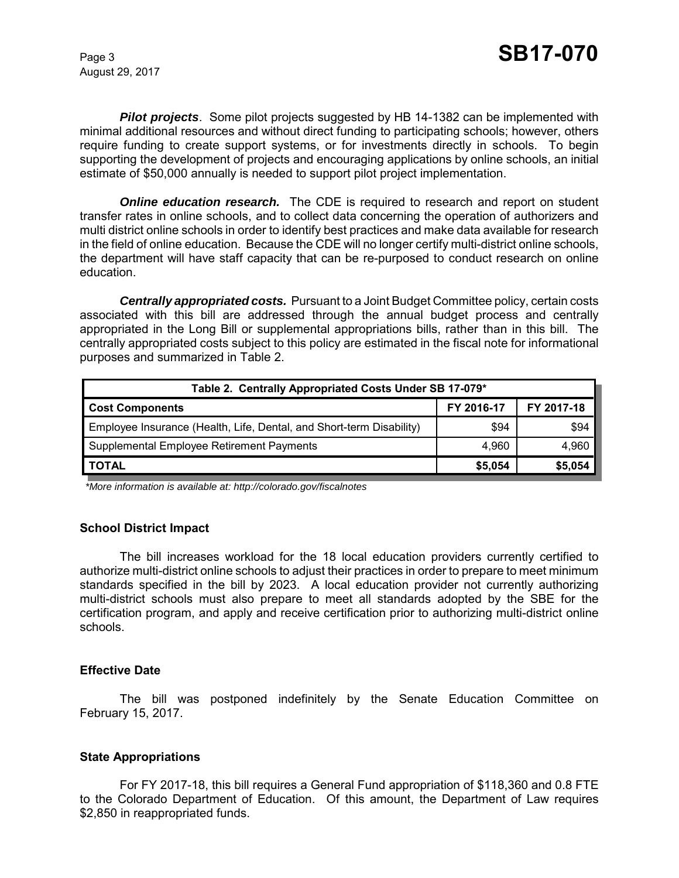***Pilot projects***. Some pilot projects suggested by HB 14-1382 can be implemented with minimal additional resources and without direct funding to participating schools; however, others require funding to create support systems, or for investments directly in schools. To begin supporting the development of projects and encouraging applications by online schools, an initial estimate of $50,000 annually is needed to support pilot project implementation.

***Online education research.*** The CDE is required to research and report on student transfer rates in online schools, and to collect data concerning the operation of authorizers and multi district online schools in order to identify best practices and make data available for research in the field of online education. Because the CDE will no longer certify multi-district online schools, the department will have staff capacity that can be re-purposed to conduct research on online education.

***Centrally appropriated costs.*** Pursuant to a Joint Budget Committee policy, certain costs associated with this bill are addressed through the annual budget process and centrally appropriated in the Long Bill or supplemental appropriations bills, rather than in this bill. The centrally appropriated costs subject to this policy are estimated in the fiscal note for informational purposes and summarized in Table 2.

| Table 2. Centrally Appropriated Costs Under SB 17-079* | | |
|---|---|---|
| **Cost Components** | **FY 2016-17** | **FY 2017-18** |
| Employee Insurance (Health, Life, Dental, and Short-term Disability) | $94 | $94 |
| Supplemental Employee Retirement Payments | 4,960 | 4,960 |
| **TOTAL** | **$5,054** | **$5,054** |

*\*More information is available at: http://colorado.gov/fiscalnotes*

### School District Impact

The bill increases workload for the 18 local education providers currently certified to authorize multi-district online schools to adjust their practices in order to prepare to meet minimum standards specified in the bill by 2023. A local education provider not currently authorizing multi-district schools must also prepare to meet all standards adopted by the SBE for the certification program, and apply and receive certification prior to authorizing multi-district online schools.

### Effective Date

The bill was postponed indefinitely by the Senate Education Committee on February 15, 2017.

### State Appropriations

For FY 2017-18, this bill requires a General Fund appropriation of $118,360 and 0.8 FTE to the Colorado Department of Education. Of this amount, the Department of Law requires $2,850 in reappropriated funds.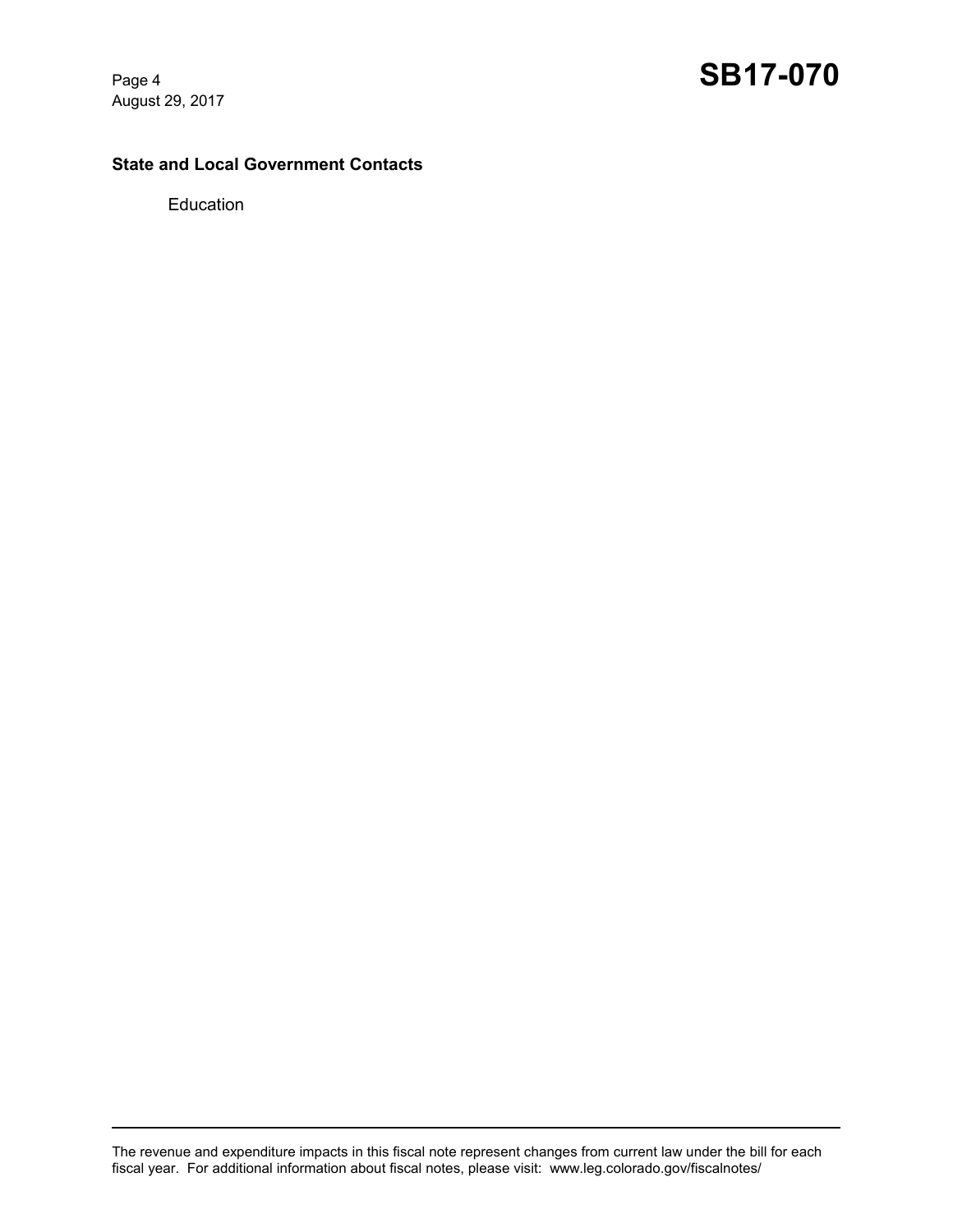## State and Local Government Contacts

Education

The revenue and expenditure impacts in this fiscal note represent changes from current law under the bill for each fiscal year. For additional information about fiscal notes, please visit: www.leg.colorado.gov/fiscalnotes/